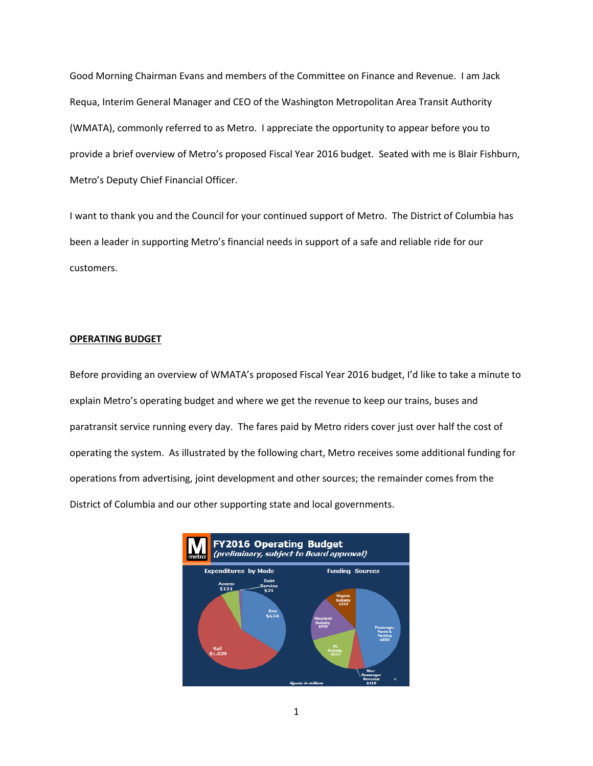Good Morning Chairman Evans and members of the Committee on Finance and Revenue. I am Jack Requa, Interim General Manager and CEO of the Washington Metropolitan Area Transit Authority (WMATA), commonly referred to as Metro. I appreciate the opportunity to appear before you to provide a brief overview of Metro's proposed Fiscal Year 2016 budget. Seated with me is Blair Fishburn, Metro's Deputy Chief Financial Officer.

I want to thank you and the Council for your continued support of Metro. The District of Columbia has been a leader in supporting Metro's financial needs in support of a safe and reliable ride for our customers.

## OPERATING BUDGET

Before providing an overview of WMATA's proposed Fiscal Year 2016 budget, I'd like to take a minute to explain Metro's operating budget and where we get the revenue to keep our trains, buses and paratransit service running every day. The fares paid by Metro riders cover just over half the cost of operating the system. As illustrated by the following chart, Metro receives some additional funding for operations from advertising, joint development and other sources; the remainder comes from the District of Columbia and our other supporting state and local governments.

**FY2016 Operating Budget**
*(preliminary, subject to Board approval)*

**Expenditures by Mode**

- Rail $1,059
- Bus $634
- Access $121
- Debt Service $21

**Funding Sources**

- Passenger Fares & Parking $859
- Non-Passenger Revenue $110
- DC Subsidy $323
- Maryland Subsidy $330
- Virginia Subsidy $214

*Figures in millions*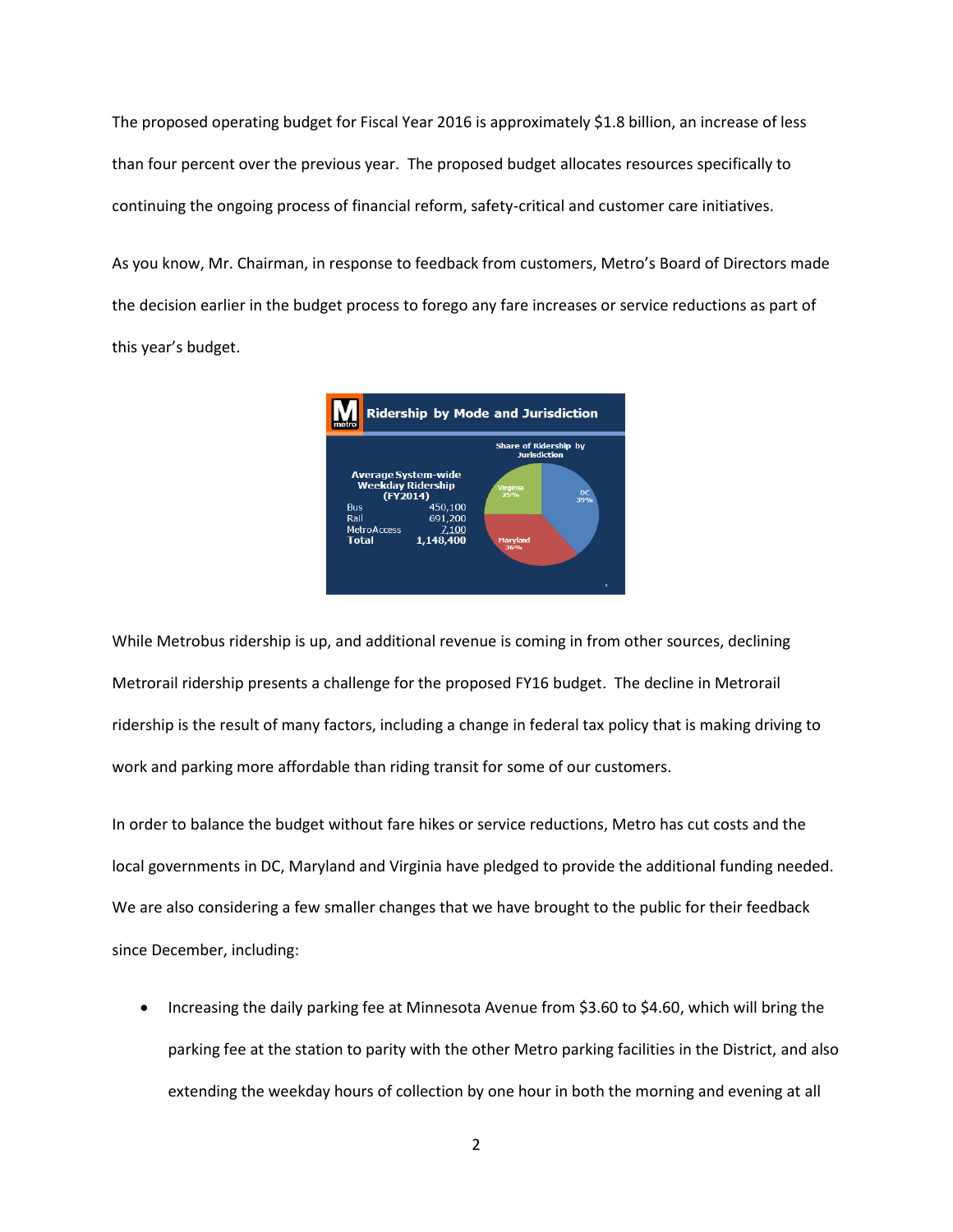The proposed operating budget for Fiscal Year 2016 is approximately $1.8 billion, an increase of less than four percent over the previous year. The proposed budget allocates resources specifically to continuing the ongoing process of financial reform, safety-critical and customer care initiatives.

As you know, Mr. Chairman, in response to feedback from customers, Metro's Board of Directors made the decision earlier in the budget process to forego any fare increases or service reductions as part of this year's budget.

**Ridership by Mode and Jurisdiction**

**Average System-wide Weekday Ridership (FY2014)**

| Mode | Ridership |
|---|---|
| Bus | 450,100 |
| Rail | 691,200 |
| MetroAccess | 7,100 |
| **Total** | **1,148,400** |

**Share of Ridership by Jurisdiction**

- DC 39%
- Maryland 36%
- Virginia 25%

While Metrobus ridership is up, and additional revenue is coming in from other sources, declining Metrorail ridership presents a challenge for the proposed FY16 budget. The decline in Metrorail ridership is the result of many factors, including a change in federal tax policy that is making driving to work and parking more affordable than riding transit for some of our customers.

In order to balance the budget without fare hikes or service reductions, Metro has cut costs and the local governments in DC, Maryland and Virginia have pledged to provide the additional funding needed. We are also considering a few smaller changes that we have brought to the public for their feedback since December, including:

- Increasing the daily parking fee at Minnesota Avenue from $3.60 to $4.60, which will bring the parking fee at the station to parity with the other Metro parking facilities in the District, and also extending the weekday hours of collection by one hour in both the morning and evening at all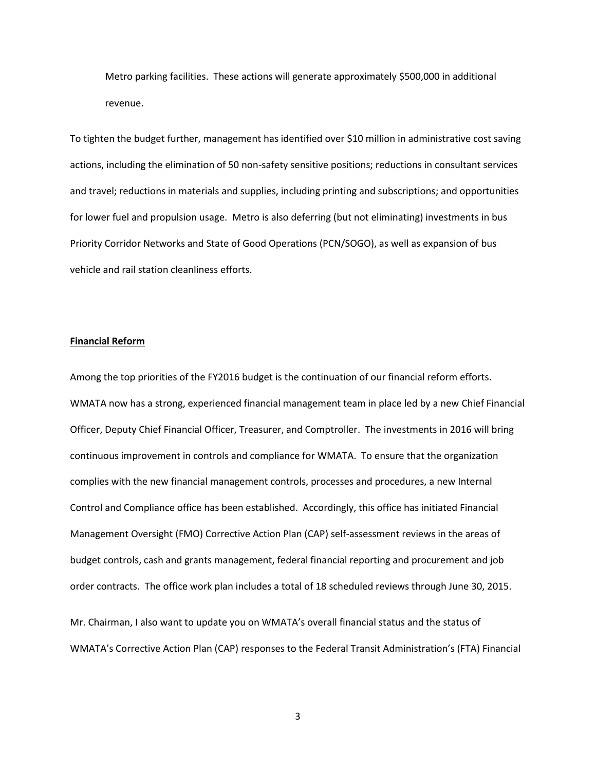Metro parking facilities. These actions will generate approximately $500,000 in additional revenue.

To tighten the budget further, management has identified over $10 million in administrative cost saving actions, including the elimination of 50 non-safety sensitive positions; reductions in consultant services and travel; reductions in materials and supplies, including printing and subscriptions; and opportunities for lower fuel and propulsion usage. Metro is also deferring (but not eliminating) investments in bus Priority Corridor Networks and State of Good Operations (PCN/SOGO), as well as expansion of bus vehicle and rail station cleanliness efforts.

**Financial Reform**

Among the top priorities of the FY2016 budget is the continuation of our financial reform efforts. WMATA now has a strong, experienced financial management team in place led by a new Chief Financial Officer, Deputy Chief Financial Officer, Treasurer, and Comptroller. The investments in 2016 will bring continuous improvement in controls and compliance for WMATA. To ensure that the organization complies with the new financial management controls, processes and procedures, a new Internal Control and Compliance office has been established. Accordingly, this office has initiated Financial Management Oversight (FMO) Corrective Action Plan (CAP) self-assessment reviews in the areas of budget controls, cash and grants management, federal financial reporting and procurement and job order contracts. The office work plan includes a total of 18 scheduled reviews through June 30, 2015.

Mr. Chairman, I also want to update you on WMATA's overall financial status and the status of WMATA's Corrective Action Plan (CAP) responses to the Federal Transit Administration's (FTA) Financial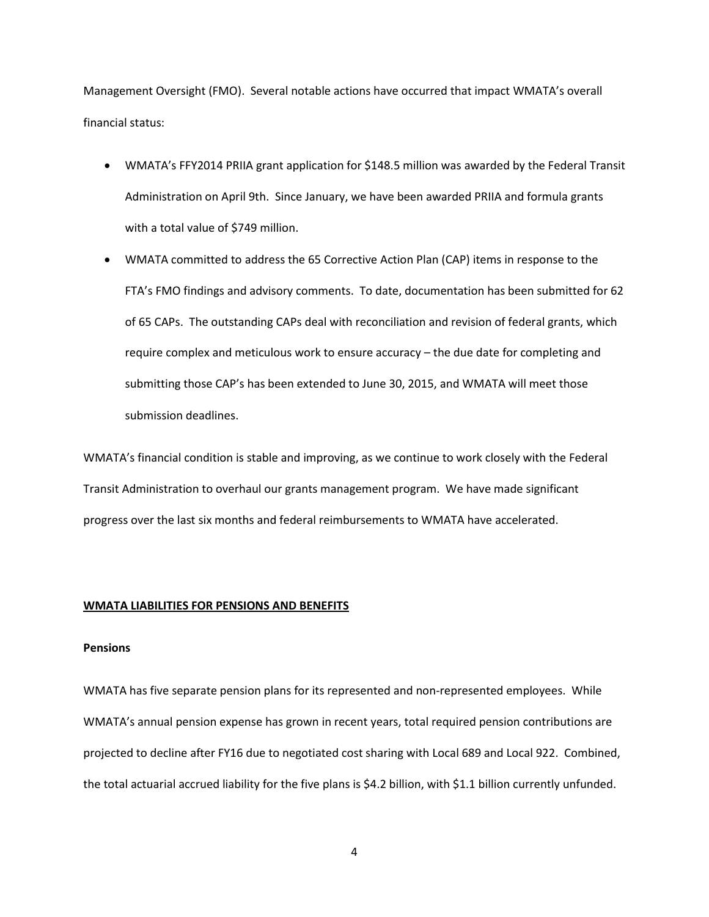Management Oversight (FMO). Several notable actions have occurred that impact WMATA's overall financial status:

- WMATA's FFY2014 PRIIA grant application for $148.5 million was awarded by the Federal Transit Administration on April 9th. Since January, we have been awarded PRIIA and formula grants with a total value of $749 million.
- WMATA committed to address the 65 Corrective Action Plan (CAP) items in response to the FTA's FMO findings and advisory comments. To date, documentation has been submitted for 62 of 65 CAPs. The outstanding CAPs deal with reconciliation and revision of federal grants, which require complex and meticulous work to ensure accuracy – the due date for completing and submitting those CAP's has been extended to June 30, 2015, and WMATA will meet those submission deadlines.

WMATA's financial condition is stable and improving, as we continue to work closely with the Federal Transit Administration to overhaul our grants management program. We have made significant progress over the last six months and federal reimbursements to WMATA have accelerated.

## WMATA LIABILITIES FOR PENSIONS AND BENEFITS

### Pensions

WMATA has five separate pension plans for its represented and non-represented employees. While WMATA's annual pension expense has grown in recent years, total required pension contributions are projected to decline after FY16 due to negotiated cost sharing with Local 689 and Local 922. Combined, the total actuarial accrued liability for the five plans is $4.2 billion, with $1.1 billion currently unfunded.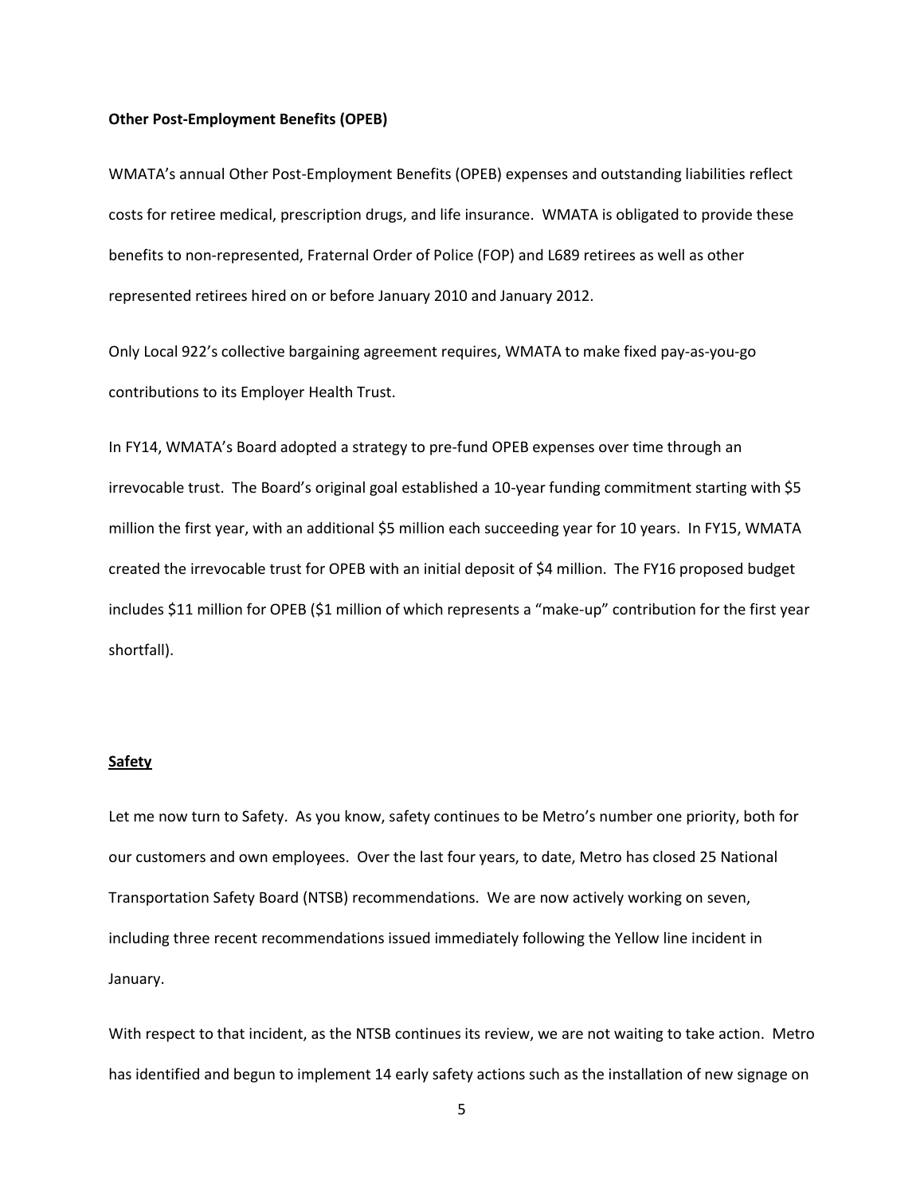**Other Post-Employment Benefits (OPEB)**

WMATA's annual Other Post-Employment Benefits (OPEB) expenses and outstanding liabilities reflect costs for retiree medical, prescription drugs, and life insurance. WMATA is obligated to provide these benefits to non-represented, Fraternal Order of Police (FOP) and L689 retirees as well as other represented retirees hired on or before January 2010 and January 2012.

Only Local 922's collective bargaining agreement requires, WMATA to make fixed pay-as-you-go contributions to its Employer Health Trust.

In FY14, WMATA's Board adopted a strategy to pre-fund OPEB expenses over time through an irrevocable trust. The Board's original goal established a 10-year funding commitment starting with $5 million the first year, with an additional $5 million each succeeding year for 10 years. In FY15, WMATA created the irrevocable trust for OPEB with an initial deposit of $4 million. The FY16 proposed budget includes $11 million for OPEB ($1 million of which represents a "make-up" contribution for the first year shortfall).

**<u>Safety</u>**

Let me now turn to Safety. As you know, safety continues to be Metro's number one priority, both for our customers and own employees. Over the last four years, to date, Metro has closed 25 National Transportation Safety Board (NTSB) recommendations. We are now actively working on seven, including three recent recommendations issued immediately following the Yellow line incident in January.

With respect to that incident, as the NTSB continues its review, we are not waiting to take action. Metro has identified and begun to implement 14 early safety actions such as the installation of new signage on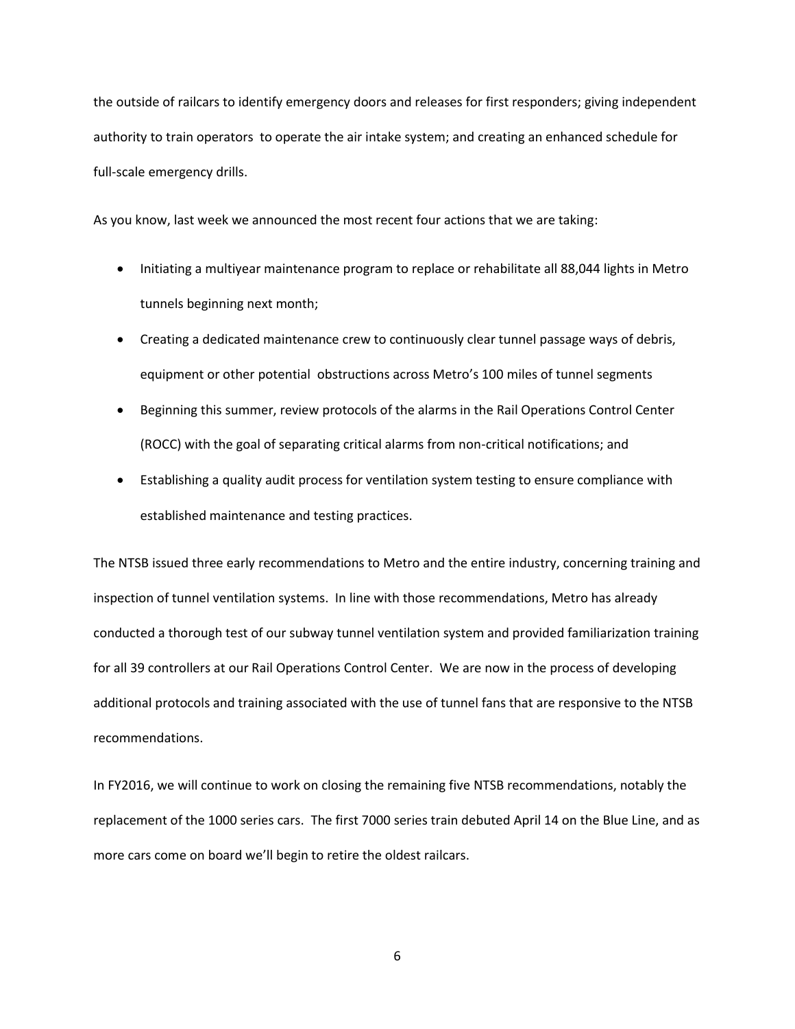the outside of railcars to identify emergency doors and releases for first responders; giving independent authority to train operators to operate the air intake system; and creating an enhanced schedule for full-scale emergency drills.

As you know, last week we announced the most recent four actions that we are taking:

- Initiating a multiyear maintenance program to replace or rehabilitate all 88,044 lights in Metro tunnels beginning next month;
- Creating a dedicated maintenance crew to continuously clear tunnel passage ways of debris, equipment or other potential obstructions across Metro's 100 miles of tunnel segments
- Beginning this summer, review protocols of the alarms in the Rail Operations Control Center (ROCC) with the goal of separating critical alarms from non-critical notifications; and
- Establishing a quality audit process for ventilation system testing to ensure compliance with established maintenance and testing practices.

The NTSB issued three early recommendations to Metro and the entire industry, concerning training and inspection of tunnel ventilation systems. In line with those recommendations, Metro has already conducted a thorough test of our subway tunnel ventilation system and provided familiarization training for all 39 controllers at our Rail Operations Control Center. We are now in the process of developing additional protocols and training associated with the use of tunnel fans that are responsive to the NTSB recommendations.

In FY2016, we will continue to work on closing the remaining five NTSB recommendations, notably the replacement of the 1000 series cars. The first 7000 series train debuted April 14 on the Blue Line, and as more cars come on board we'll begin to retire the oldest railcars.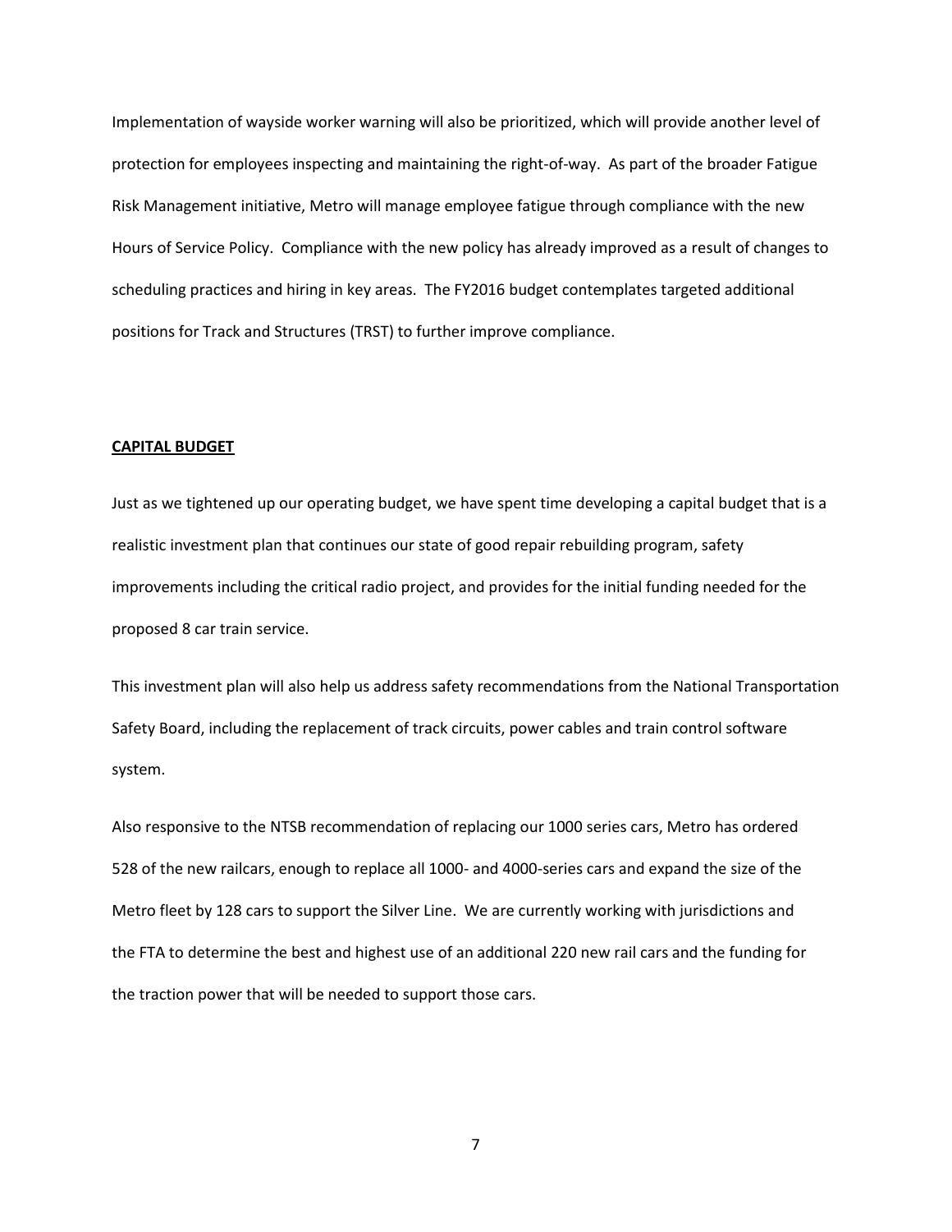Implementation of wayside worker warning will also be prioritized, which will provide another level of protection for employees inspecting and maintaining the right-of-way. As part of the broader Fatigue Risk Management initiative, Metro will manage employee fatigue through compliance with the new Hours of Service Policy. Compliance with the new policy has already improved as a result of changes to scheduling practices and hiring in key areas. The FY2016 budget contemplates targeted additional positions for Track and Structures (TRST) to further improve compliance.

**CAPITAL BUDGET**

Just as we tightened up our operating budget, we have spent time developing a capital budget that is a realistic investment plan that continues our state of good repair rebuilding program, safety improvements including the critical radio project, and provides for the initial funding needed for the proposed 8 car train service.

This investment plan will also help us address safety recommendations from the National Transportation Safety Board, including the replacement of track circuits, power cables and train control software system.

Also responsive to the NTSB recommendation of replacing our 1000 series cars, Metro has ordered 528 of the new railcars, enough to replace all 1000- and 4000-series cars and expand the size of the Metro fleet by 128 cars to support the Silver Line. We are currently working with jurisdictions and the FTA to determine the best and highest use of an additional 220 new rail cars and the funding for the traction power that will be needed to support those cars.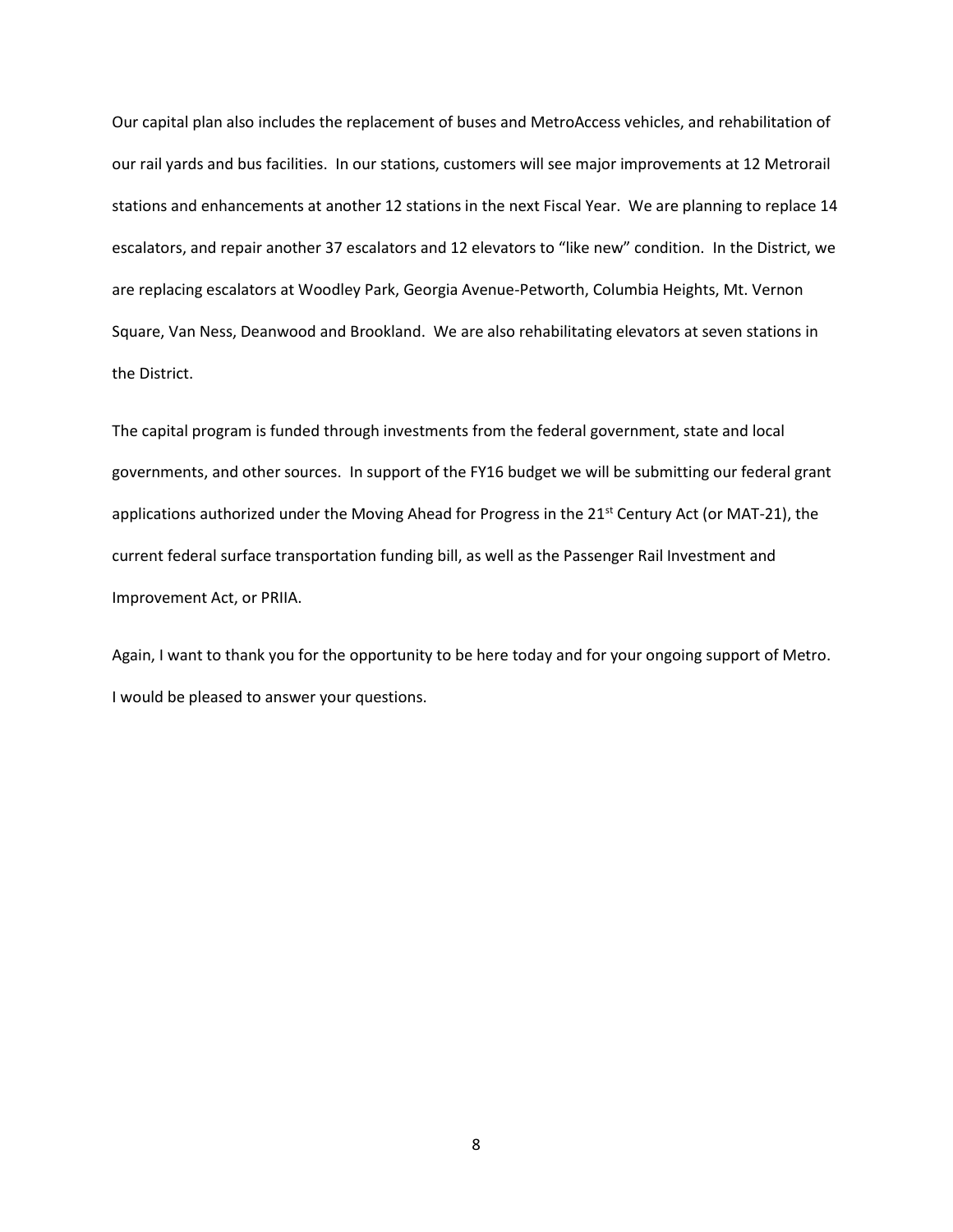Our capital plan also includes the replacement of buses and MetroAccess vehicles, and rehabilitation of our rail yards and bus facilities. In our stations, customers will see major improvements at 12 Metrorail stations and enhancements at another 12 stations in the next Fiscal Year. We are planning to replace 14 escalators, and repair another 37 escalators and 12 elevators to "like new" condition. In the District, we are replacing escalators at Woodley Park, Georgia Avenue-Petworth, Columbia Heights, Mt. Vernon Square, Van Ness, Deanwood and Brookland. We are also rehabilitating elevators at seven stations in the District.

The capital program is funded through investments from the federal government, state and local governments, and other sources. In support of the FY16 budget we will be submitting our federal grant applications authorized under the Moving Ahead for Progress in the 21st Century Act (or MAT-21), the current federal surface transportation funding bill, as well as the Passenger Rail Investment and Improvement Act, or PRIIA.

Again, I want to thank you for the opportunity to be here today and for your ongoing support of Metro. I would be pleased to answer your questions.